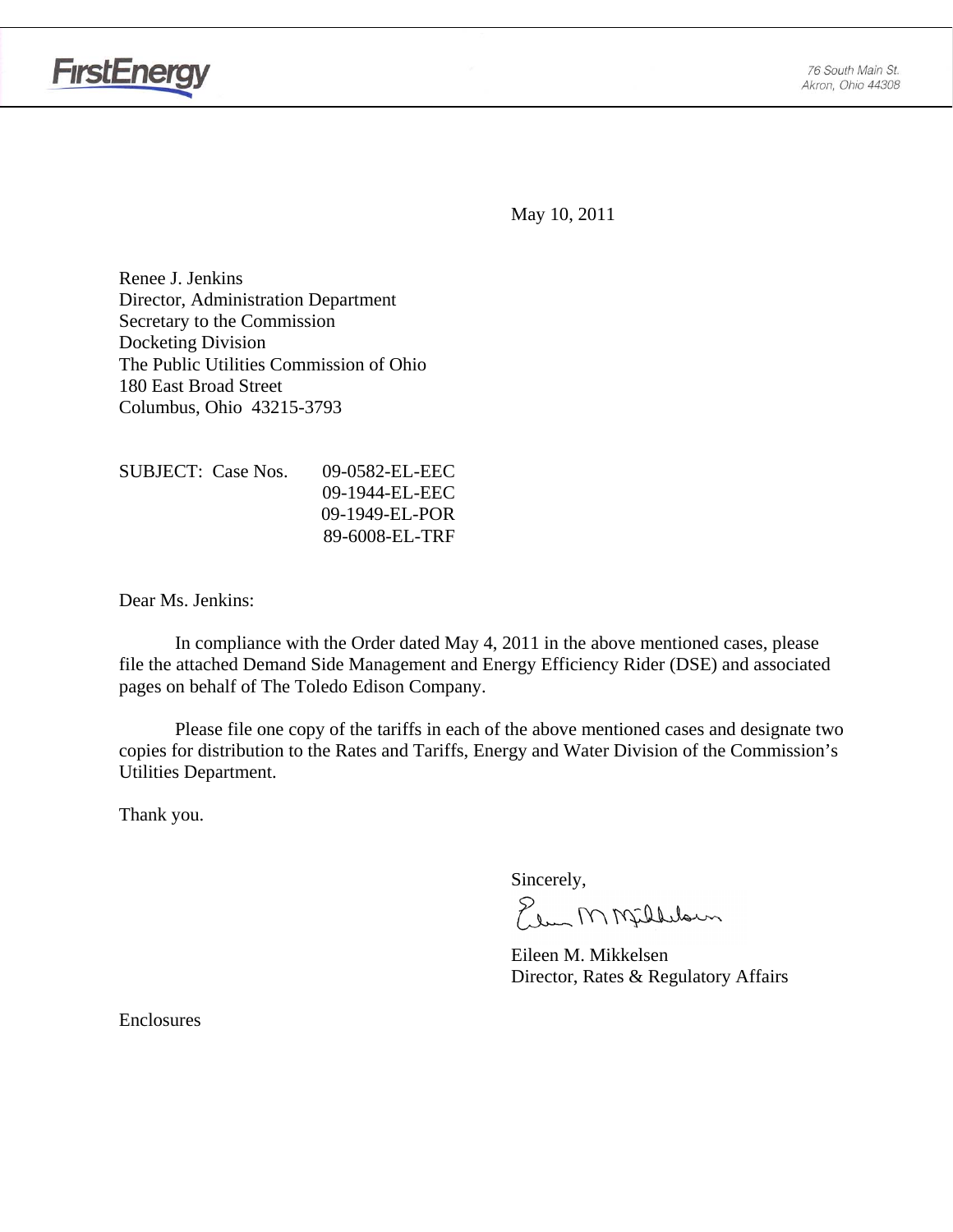FirstEnergy

76 South Main St.
Akron, Ohio 44308

May 10, 2011

Renee J. Jenkins
Director, Administration Department
Secretary to the Commission
Docketing Division
The Public Utilities Commission of Ohio
180 East Broad Street
Columbus, Ohio 43215-3793

SUBJECT: Case Nos. 09-0582-EL-EEC
09-1944-EL-EEC
09-1949-EL-POR
89-6008-EL-TRF

Dear Ms. Jenkins:

In compliance with the Order dated May 4, 2011 in the above mentioned cases, please file the attached Demand Side Management and Energy Efficiency Rider (DSE) and associated pages on behalf of The Toledo Edison Company.

Please file one copy of the tariffs in each of the above mentioned cases and designate two copies for distribution to the Rates and Tariffs, Energy and Water Division of the Commission's Utilities Department.

Thank you.

Sincerely,

Eileen M. Mikkelsen
Director, Rates & Regulatory Affairs

Enclosures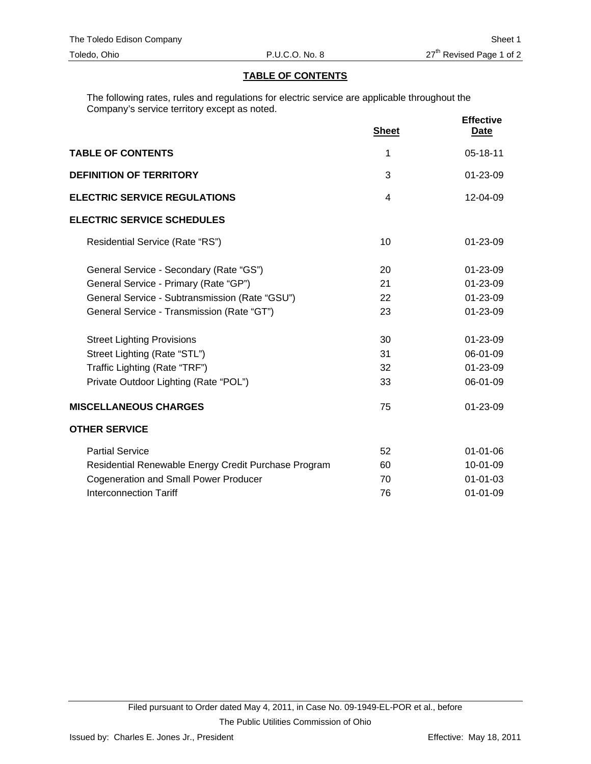## TABLE OF CONTENTS

The following rates, rules and regulations for electric service are applicable throughout the Company's service territory except as noted.

| | Sheet | Effective Date |
|---|---|---|
| **TABLE OF CONTENTS** | 1 | 05-18-11 |
| **DEFINITION OF TERRITORY** | 3 | 01-23-09 |
| **ELECTRIC SERVICE REGULATIONS** | 4 | 12-04-09 |
| **ELECTRIC SERVICE SCHEDULES** | | |
| Residential Service (Rate "RS") | 10 | 01-23-09 |
| General Service - Secondary (Rate "GS") | 20 | 01-23-09 |
| General Service - Primary (Rate "GP") | 21 | 01-23-09 |
| General Service - Subtransmission (Rate "GSU") | 22 | 01-23-09 |
| General Service - Transmission (Rate "GT") | 23 | 01-23-09 |
| Street Lighting Provisions | 30 | 01-23-09 |
| Street Lighting (Rate "STL") | 31 | 06-01-09 |
| Traffic Lighting (Rate "TRF") | 32 | 01-23-09 |
| Private Outdoor Lighting (Rate "POL") | 33 | 06-01-09 |
| **MISCELLANEOUS CHARGES** | 75 | 01-23-09 |
| **OTHER SERVICE** | | |
| Partial Service | 52 | 01-01-06 |
| Residential Renewable Energy Credit Purchase Program | 60 | 10-01-09 |
| Cogeneration and Small Power Producer | 70 | 01-01-03 |
| Interconnection Tariff | 76 | 01-01-09 |

Filed pursuant to Order dated May 4, 2011, in Case No. 09-1949-EL-POR et al., before The Public Utilities Commission of Ohio

Issued by: Charles E. Jones Jr., President

Effective: May 18, 2011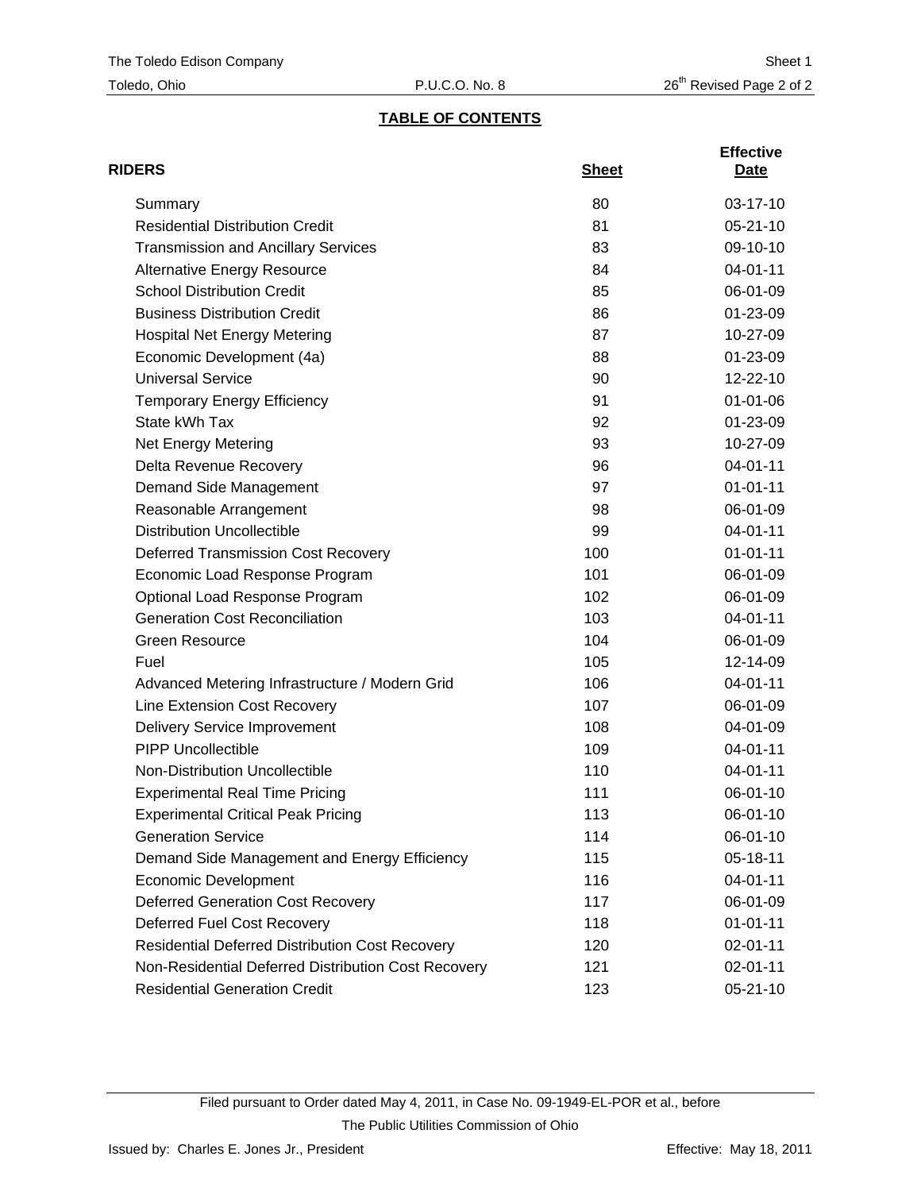The Toledo Edison Company — Sheet 1

Toledo, Ohio — P.U.C.O. No. 8 — 26th Revised Page 2 of 2

## TABLE OF CONTENTS

| RIDERS | Sheet | Effective Date |
|---|---|---|
| Summary | 80 | 03-17-10 |
| Residential Distribution Credit | 81 | 05-21-10 |
| Transmission and Ancillary Services | 83 | 09-10-10 |
| Alternative Energy Resource | 84 | 04-01-11 |
| School Distribution Credit | 85 | 06-01-09 |
| Business Distribution Credit | 86 | 01-23-09 |
| Hospital Net Energy Metering | 87 | 10-27-09 |
| Economic Development (4a) | 88 | 01-23-09 |
| Universal Service | 90 | 12-22-10 |
| Temporary Energy Efficiency | 91 | 01-01-06 |
| State kWh Tax | 92 | 01-23-09 |
| Net Energy Metering | 93 | 10-27-09 |
| Delta Revenue Recovery | 96 | 04-01-11 |
| Demand Side Management | 97 | 01-01-11 |
| Reasonable Arrangement | 98 | 06-01-09 |
| Distribution Uncollectible | 99 | 04-01-11 |
| Deferred Transmission Cost Recovery | 100 | 01-01-11 |
| Economic Load Response Program | 101 | 06-01-09 |
| Optional Load Response Program | 102 | 06-01-09 |
| Generation Cost Reconciliation | 103 | 04-01-11 |
| Green Resource | 104 | 06-01-09 |
| Fuel | 105 | 12-14-09 |
| Advanced Metering Infrastructure / Modern Grid | 106 | 04-01-11 |
| Line Extension Cost Recovery | 107 | 06-01-09 |
| Delivery Service Improvement | 108 | 04-01-09 |
| PIPP Uncollectible | 109 | 04-01-11 |
| Non-Distribution Uncollectible | 110 | 04-01-11 |
| Experimental Real Time Pricing | 111 | 06-01-10 |
| Experimental Critical Peak Pricing | 113 | 06-01-10 |
| Generation Service | 114 | 06-01-10 |
| Demand Side Management and Energy Efficiency | 115 | 05-18-11 |
| Economic Development | 116 | 04-01-11 |
| Deferred Generation Cost Recovery | 117 | 06-01-09 |
| Deferred Fuel Cost Recovery | 118 | 01-01-11 |
| Residential Deferred Distribution Cost Recovery | 120 | 02-01-11 |
| Non-Residential Deferred Distribution Cost Recovery | 121 | 02-01-11 |
| Residential Generation Credit | 123 | 05-21-10 |

Filed pursuant to Order dated May 4, 2011, in Case No. 09-1949-EL-POR et al., before The Public Utilities Commission of Ohio

Issued by: Charles E. Jones Jr., President — Effective: May 18, 2011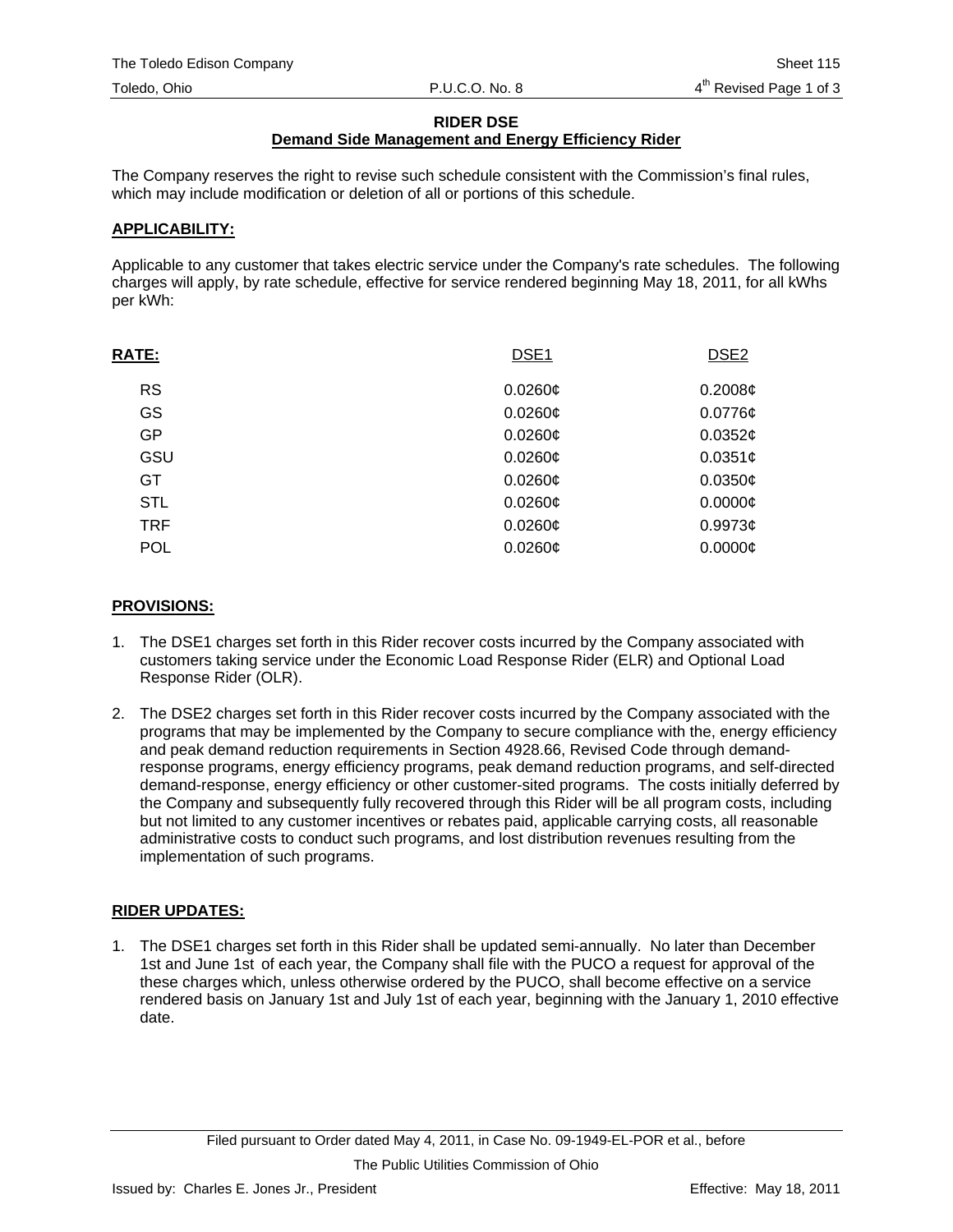**RIDER DSE**
**Demand Side Management and Energy Efficiency Rider**

The Company reserves the right to revise such schedule consistent with the Commission's final rules, which may include modification or deletion of all or portions of this schedule.

**APPLICABILITY:**

Applicable to any customer that takes electric service under the Company's rate schedules. The following charges will apply, by rate schedule, effective for service rendered beginning May 18, 2011, for all kWhs per kWh:

| RATE: | DSE1 | DSE2 |
|---|---|---|
| RS | 0.0260¢ | 0.2008¢ |
| GS | 0.0260¢ | 0.0776¢ |
| GP | 0.0260¢ | 0.0352¢ |
| GSU | 0.0260¢ | 0.0351¢ |
| GT | 0.0260¢ | 0.0350¢ |
| STL | 0.0260¢ | 0.0000¢ |
| TRF | 0.0260¢ | 0.9973¢ |
| POL | 0.0260¢ | 0.0000¢ |

**PROVISIONS:**

1. The DSE1 charges set forth in this Rider recover costs incurred by the Company associated with customers taking service under the Economic Load Response Rider (ELR) and Optional Load Response Rider (OLR).

2. The DSE2 charges set forth in this Rider recover costs incurred by the Company associated with the programs that may be implemented by the Company to secure compliance with the, energy efficiency and peak demand reduction requirements in Section 4928.66, Revised Code through demand-response programs, energy efficiency programs, peak demand reduction programs, and self-directed demand-response, energy efficiency or other customer-sited programs. The costs initially deferred by the Company and subsequently fully recovered through this Rider will be all program costs, including but not limited to any customer incentives or rebates paid, applicable carrying costs, all reasonable administrative costs to conduct such programs, and lost distribution revenues resulting from the implementation of such programs.

**RIDER UPDATES:**

1. The DSE1 charges set forth in this Rider shall be updated semi-annually. No later than December 1st and June 1st of each year, the Company shall file with the PUCO a request for approval of the these charges which, unless otherwise ordered by the PUCO, shall become effective on a service rendered basis on January 1st and July 1st of each year, beginning with the January 1, 2010 effective date.

Filed pursuant to Order dated May 4, 2011, in Case No. 09-1949-EL-POR et al., before The Public Utilities Commission of Ohio

Issued by: Charles E. Jones Jr., President

Effective: May 18, 2011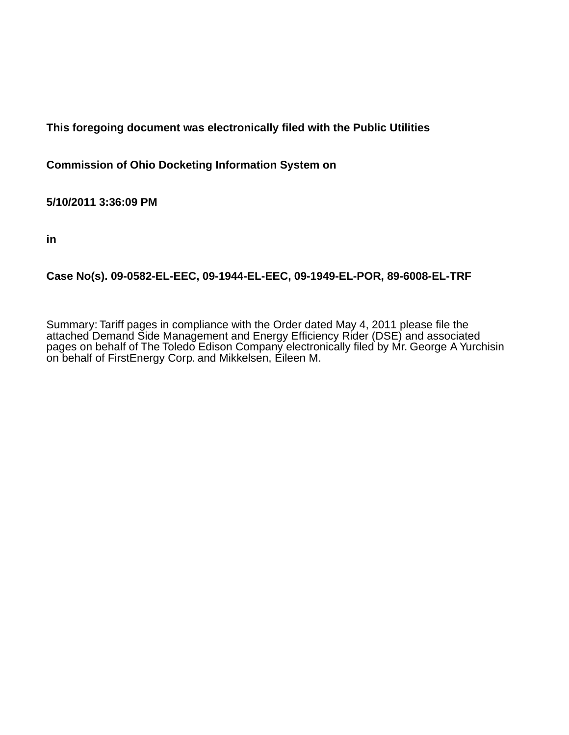**This foregoing document was electronically filed with the Public Utilities**

**Commission of Ohio Docketing Information System on**

**5/10/2011 3:36:09 PM**

**in**

**Case No(s). 09-0582-EL-EEC, 09-1944-EL-EEC, 09-1949-EL-POR, 89-6008-EL-TRF**

Summary: Tariff pages in compliance with the Order dated May 4, 2011 please file the attached Demand Side Management and Energy Efficiency Rider (DSE) and associated pages on behalf of The Toledo Edison Company electronically filed by Mr. George A Yurchisin on behalf of FirstEnergy Corp. and Mikkelsen, Eileen M.